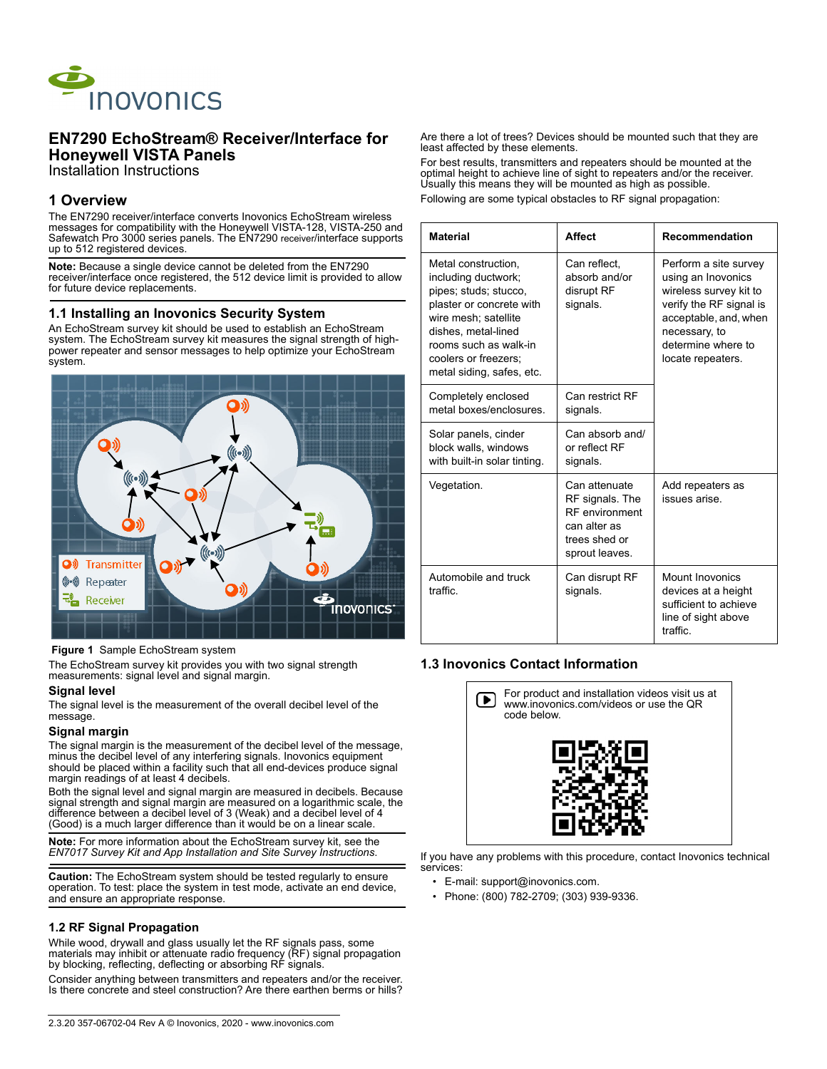# EN7290 EchoStream® Receiver/Interface for Honeywell VISTA Panels

Installation Instructions

## 1 Overview

The EN7290 receiver/interface converts Inovonics EchoStream wireless messages for compatibility with the Honeywell VISTA-128, VISTA-250 and Safewatch Pro 3000 series panels. The EN7290 receiver/interface supports up to 512 registered devices.

**Note:** Because a single device cannot be deleted from the EN7290 receiver/interface once registered, the 512 device limit is provided to allow for future device replacements.

### 1.1 Installing an Inovonics Security System

An EchoStream survey kit should be used to establish an EchoStream system. The EchoStream survey kit measures the signal strength of high-power repeater and sensor messages to help optimize your EchoStream system.

**Figure 1** Sample EchoStream system

The EchoStream survey kit provides you with two signal strength measurements: signal level and signal margin.

#### Signal level

The signal level is the measurement of the overall decibel level of the message.

#### Signal margin

The signal margin is the measurement of the decibel level of the message, minus the decibel level of any interfering signals. Inovonics equipment should be placed within a facility such that all end-devices produce signal margin readings of at least 4 decibels.

Both the signal level and signal margin are measured in decibels. Because signal strength and signal margin are measured on a logarithmic scale, the difference between a decibel level of 3 (Weak) and a decibel level of 4 (Good) is a much larger difference than it would be on a linear scale.

**Note:** For more information about the EchoStream survey kit, see the *EN7017 Survey Kit and App Installation and Site Survey Instructions*.

**Caution:** The EchoStream system should be tested regularly to ensure operation. To test: place the system in test mode, activate an end device, and ensure an appropriate response.

### 1.2 RF Signal Propagation

While wood, drywall and glass usually let the RF signals pass, some materials may inhibit or attenuate radio frequency (RF) signal propagation by blocking, reflecting, deflecting or absorbing RF signals.

Consider anything between transmitters and repeaters and/or the receiver. Is there concrete and steel construction? Are there earthen berms or hills? Are there a lot of trees? Devices should be mounted such that they are least affected by these elements.

For best results, transmitters and repeaters should be mounted at the optimal height to achieve line of sight to repeaters and/or the receiver. Usually this means they will be mounted as high as possible.

Following are some typical obstacles to RF signal propagation:

| Material | Affect | Recommendation |
|---|---|---|
| Metal construction, including ductwork; pipes; studs; stucco, plaster or concrete with wire mesh; satellite dishes, metal-lined rooms such as walk-in coolers or freezers; metal siding, safes, etc. | Can reflect, absorb and/or disrupt RF signals. | Perform a site survey using an Inovonics wireless survey kit to verify the RF signal is acceptable, and, when necessary, to determine where to locate repeaters. |
| Completely enclosed metal boxes/enclosures. | Can restrict RF signals. | |
| Solar panels, cinder block walls, windows with built-in solar tinting. | Can absorb and/ or reflect RF signals. | |
| Vegetation. | Can attenuate RF signals. The RF environment can alter as trees shed or sprout leaves. | Add repeaters as issues arise. |
| Automobile and truck traffic. | Can disrupt RF signals. | Mount Inovonics devices at a height sufficient to achieve line of sight above traffic. |

### 1.3 Inovonics Contact Information

For product and installation videos visit us at www.inovonics.com/videos or use the QR code below.

If you have any problems with this procedure, contact Inovonics technical services:

- E-mail: support@inovonics.com.
- Phone: (800) 782-2709; (303) 939-9336.

2.3.20 357-06702-04 Rev A © Inovonics, 2020 - www.inovonics.com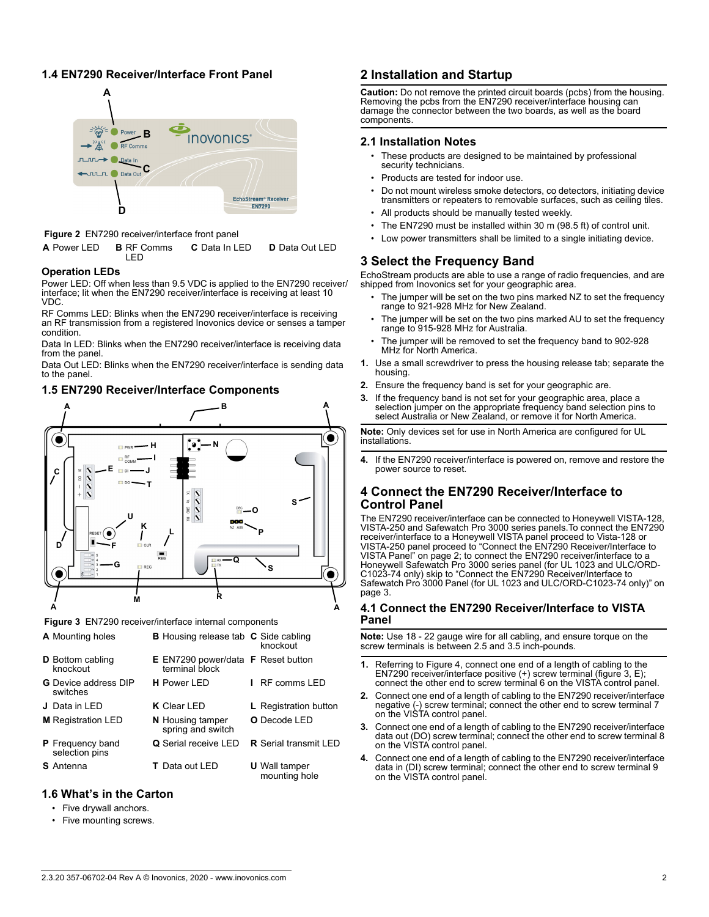### 1.4 EN7290 Receiver/Interface Front Panel

**Figure 2** EN7290 receiver/interface front panel

| | | | |
|---|---|---|---|
| **A** Power LED | **B** RF Comms LED | **C** Data In LED | **D** Data Out LED |

### Operation LEDs

Power LED: Off when less than 9.5 VDC is applied to the EN7290 receiver/ interface; lit when the EN7290 receiver/interface is receiving at least 10 VDC.

RF Comms LED: Blinks when the EN7290 receiver/interface is receiving an RF transmission from a registered Inovonics device or senses a tamper condition.

Data In LED: Blinks when the EN7290 receiver/interface is receiving data from the panel.

Data Out LED: Blinks when the EN7290 receiver/interface is sending data to the panel.

### 1.5 EN7290 Receiver/Interface Components

**Figure 3** EN7290 receiver/interface internal components

| | | |
|---|---|---|
| **A** Mounting holes | **B** Housing release tab | **C** Side cabling knockout |
| **D** Bottom cabling knockout | **E** EN7290 power/data terminal block | **F** Reset button |
| **G** Device address DIP switches | **H** Power LED | **I** RF comms LED |
| **J** Data in LED | **K** Clear LED | **L** Registration button |
| **M** Registration LED | **N** Housing tamper spring and switch | **O** Decode LED |
| **P** Frequency band selection pins | **Q** Serial receive LED | **R** Serial transmit LED |
| **S** Antenna | **T** Data out LED | **U** Wall tamper mounting hole |

### 1.6 What's in the Carton

- Five drywall anchors.
- Five mounting screws.

## 2 Installation and Startup

**Caution:** Do not remove the printed circuit boards (pcbs) from the housing. Removing the pcbs from the EN7290 receiver/interface housing can damage the connector between the two boards, as well as the board components.

### 2.1 Installation Notes

- These products are designed to be maintained by professional security technicians.
- Products are tested for indoor use.
- Do not mount wireless smoke detectors, co detectors, initiating device transmitters or repeaters to removable surfaces, such as ceiling tiles.
- All products should be manually tested weekly.
- The EN7290 must be installed within 30 m (98.5 ft) of control unit.
- Low power transmitters shall be limited to a single initiating device.

## 3 Select the Frequency Band

EchoStream products are able to use a range of radio frequencies, and are shipped from Inovonics set for your geographic area.

- The jumper will be set on the two pins marked NZ to set the frequency range to 921-928 MHz for New Zealand.
- The jumper will be set on the two pins marked AU to set the frequency range to 915-928 MHz for Australia.
- The jumper will be removed to set the frequency band to 902-928 MHz for North America.

1. Use a small screwdriver to press the housing release tab; separate the housing.
2. Ensure the frequency band is set for your geographic are.
3. If the frequency band is not set for your geographic area, place a selection jumper on the appropriate frequency band selection pins to select Australia or New Zealand, or remove it for North America.

**Note:** Only devices set for use in North America are configured for UL installations.

4. If the EN7290 receiver/interface is powered on, remove and restore the power source to reset.

## 4 Connect the EN7290 Receiver/Interface to Control Panel

The EN7290 receiver/interface can be connected to Honeywell VISTA-128, VISTA-250 and Safewatch Pro 3000 series panels.To connect the EN7290 receiver/interface to a Honeywell VISTA panel proceed to Vista-128 or VISTA-250 panel proceed to "Connect the EN7290 Receiver/Interface to VISTA Panel" on page 2; to connect the EN7290 receiver/interface to a Honeywell Safewatch Pro 3000 series panel (for UL 1023 and ULC/ORD-C1023-74 only) skip to "Connect the EN7290 Receiver/Interface to Safewatch Pro 3000 Panel (for UL 1023 and ULC/ORD-C1023-74 only)" on page 3.

### 4.1 Connect the EN7290 Receiver/Interface to VISTA Panel

**Note:** Use 18 - 22 gauge wire for all cabling, and ensure torque on the screw terminals is between 2.5 and 3.5 inch-pounds.

1. Referring to Figure 4, connect one end of a length of cabling to the EN7290 receiver/interface positive (+) screw terminal (figure 3, E); connect the other end to screw terminal 6 on the VISTA control panel.
2. Connect one end of a length of cabling to the EN7290 receiver/interface negative (-) screw terminal; connect the other end to screw terminal 7 on the VISTA control panel.
3. Connect one end of a length of cabling to the EN7290 receiver/interface data out (DO) screw terminal; connect the other end to screw terminal 8 on the VISTA control panel.
4. Connect one end of a length of cabling to the EN7290 receiver/interface data in (DI) screw terminal; connect the other end to screw terminal 9 on the VISTA control panel.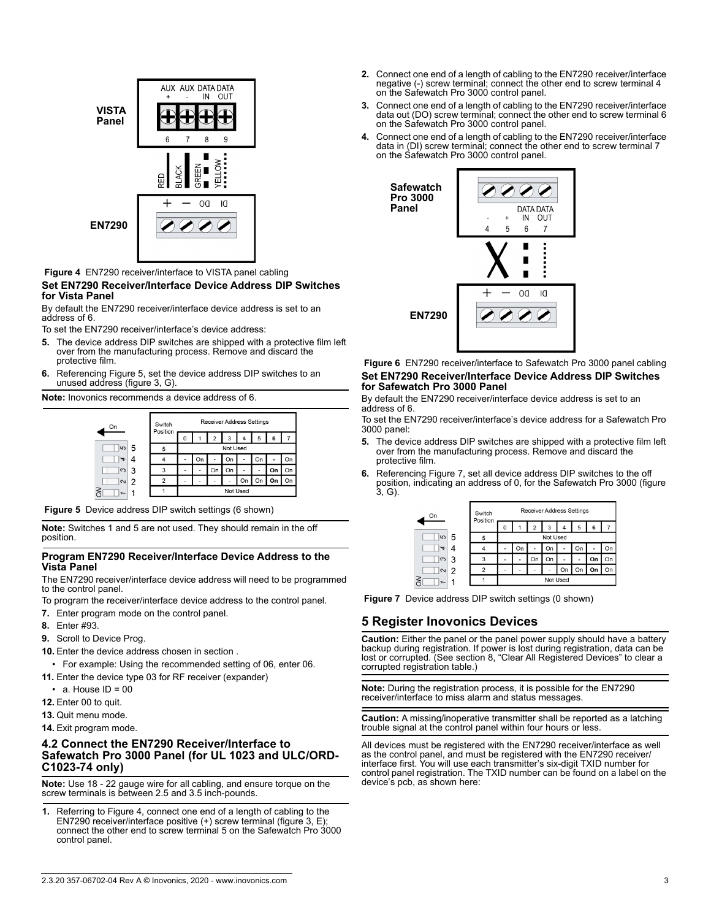**Figure 4** EN7290 receiver/interface to VISTA panel cabling

### Set EN7290 Receiver/Interface Device Address DIP Switches for Vista Panel

By default the EN7290 receiver/interface device address is set to an address of 6.

To set the EN7290 receiver/interface's device address:

5. The device address DIP switches are shipped with a protective film left over from the manufacturing process. Remove and discard the protective film.
6. Referencing Figure 5, set the device address DIP switches to an unused address (figure 3, G).

**Note:** Inovonics recommends a device address of 6.

| Switch Position | Receiver Address Settings | | | | | | | |
|---|---|---|---|---|---|---|---|---|
| | 0 | 1 | 2 | 3 | 4 | 5 | **6** | 7 |
| 5 | Not Used | | | | | | | |
| 4 | - | On | - | On | - | On | - | On |
| 3 | - | - | On | On | - | - | **On** | On |
| 2 | - | - | - | - | On | On | **On** | On |
| 1 | Not Used | | | | | | | |

**Figure 5** Device address DIP switch settings (6 shown)

**Note:** Switches 1 and 5 are not used. They should remain in the off position.

### Program EN7290 Receiver/Interface Device Address to the Vista Panel

The EN7290 receiver/interface device address will need to be programmed to the control panel.

To program the receiver/interface device address to the control panel.

7. Enter program mode on the control panel.
8. Enter #93.
9. Scroll to Device Prog.
10. Enter the device address chosen in section .
    - For example: Using the recommended setting of 06, enter 06.
11. Enter the device type 03 for RF receiver (expander)
    - a. House ID = 00
12. Enter 00 to quit.
13. Quit menu mode.
14. Exit program mode.

## 4.2 Connect the EN7290 Receiver/Interface to Safewatch Pro 3000 Panel (for UL 1023 and ULC/ORD-C1023-74 only)

**Note:** Use 18 - 22 gauge wire for all cabling, and ensure torque on the screw terminals is between 2.5 and 3.5 inch-pounds.

1. Referring to Figure 4, connect one end of a length of cabling to the EN7290 receiver/interface positive (+) screw terminal (figure 3, E); connect the other end to screw terminal 5 on the Safewatch Pro 3000 control panel.
2. Connect one end of a length of cabling to the EN7290 receiver/interface negative (-) screw terminal; connect the other end to screw terminal 4 on the Safewatch Pro 3000 control panel.
3. Connect one end of a length of cabling to the EN7290 receiver/interface data out (DO) screw terminal; connect the other end to screw terminal 6 on the Safewatch Pro 3000 control panel.
4. Connect one end of a length of cabling to the EN7290 receiver/interface data in (DI) screw terminal; connect the other end to screw terminal 7 on the Safewatch Pro 3000 control panel.

**Figure 6** EN7290 receiver/interface to Safewatch Pro 3000 panel cabling

### Set EN7290 Receiver/Interface Device Address DIP Switches for Safewatch Pro 3000 Panel

By default the EN7290 receiver/interface device address is set to an address of 6.

To set the EN7290 receiver/interface's device address for a Safewatch Pro 3000 panel:

5. The device address DIP switches are shipped with a protective film left over from the manufacturing process. Remove and discard the protective film.
6. Referencing Figure 7, set all device address DIP switches to the off position, indicating an address of 0, for the Safewatch Pro 3000 (figure 3, G).

| Switch Position | Receiver Address Settings | | | | | | | |
|---|---|---|---|---|---|---|---|---|
| | 0 | 1 | 2 | 3 | 4 | 5 | **6** | 7 |
| 5 | Not Used | | | | | | | |
| 4 | - | On | - | On | - | On | - | On |
| 3 | - | - | On | On | - | - | **On** | On |
| 2 | - | - | - | - | On | On | **On** | On |
| 1 | Not Used | | | | | | | |

**Figure 7** Device address DIP switch settings (0 shown)

# 5 Register Inovonics Devices

**Caution:** Either the panel or the panel power supply should have a battery backup during registration. If power is lost during registration, data can be lost or corrupted. (See section 8, "Clear All Registered Devices" to clear a corrupted registration table.)

**Note:** During the registration process, it is possible for the EN7290 receiver/interface to miss alarm and status messages.

**Caution:** A missing/inoperative transmitter shall be reported as a latching trouble signal at the control panel within four hours or less.

All devices must be registered with the EN7290 receiver/interface as well as the control panel, and must be registered with the EN7290 receiver/interface first. You will use each transmitter's six-digit TXID number for control panel registration. The TXID number can be found on a label on the device's pcb, as shown here: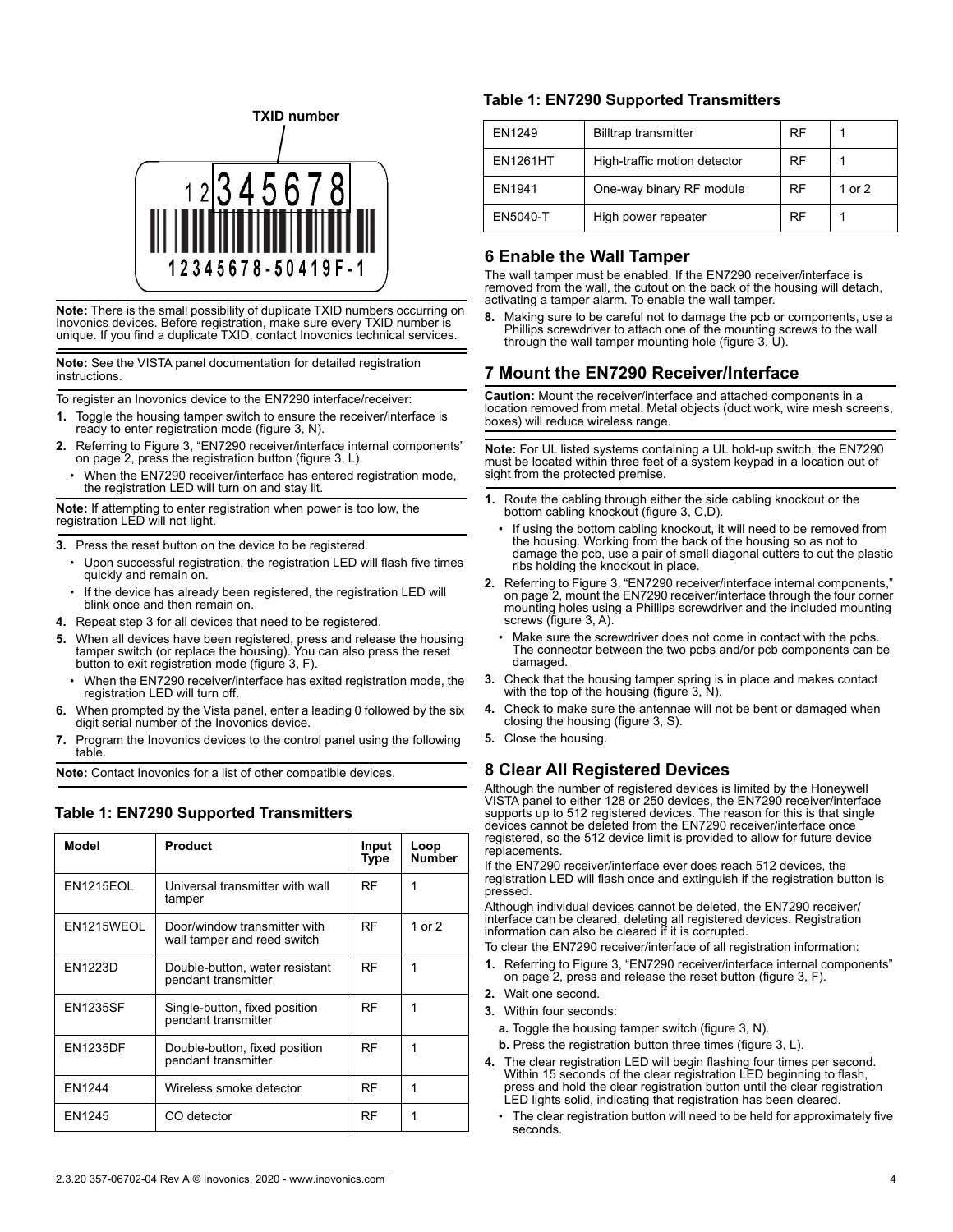TXID number

12345678

12345678-50419F-1

**Note:** There is the small possibility of duplicate TXID numbers occurring on Inovonics devices. Before registration, make sure every TXID number is unique. If you find a duplicate TXID, contact Inovonics technical services.

**Note:** See the VISTA panel documentation for detailed registration instructions.

To register an Inovonics device to the EN7290 interface/receiver:

1. Toggle the housing tamper switch to ensure the receiver/interface is ready to enter registration mode (figure 3, N).
2. Referring to Figure 3, "EN7290 receiver/interface internal components" on page 2, press the registration button (figure 3, L).
   - When the EN7290 receiver/interface has entered registration mode, the registration LED will turn on and stay lit.

**Note:** If attempting to enter registration when power is too low, the registration LED will not light.

3. Press the reset button on the device to be registered.
   - Upon successful registration, the registration LED will flash five times quickly and remain on.
   - If the device has already been registered, the registration LED will blink once and then remain on.
4. Repeat step 3 for all devices that need to be registered.
5. When all devices have been registered, press and release the housing tamper switch (or replace the housing). You can also press the reset button to exit registration mode (figure 3, F).
   - When the EN7290 receiver/interface has exited registration mode, the registration LED will turn off.
6. When prompted by the Vista panel, enter a leading 0 followed by the six digit serial number of the Inovonics device.
7. Program the Inovonics devices to the control panel using the following table.

**Note:** Contact Inovonics for a list of other compatible devices.

### Table 1: EN7290 Supported Transmitters

| Model | Product | Input Type | Loop Number |
|---|---|---|---|
| EN1215EOL | Universal transmitter with wall tamper | RF | 1 |
| EN1215WEOL | Door/window transmitter with wall tamper and reed switch | RF | 1 or 2 |
| EN1223D | Double-button, water resistant pendant transmitter | RF | 1 |
| EN1235SF | Single-button, fixed position pendant transmitter | RF | 1 |
| EN1235DF | Double-button, fixed position pendant transmitter | RF | 1 |
| EN1244 | Wireless smoke detector | RF | 1 |
| EN1245 | CO detector | RF | 1 |
| EN1249 | Billtrap transmitter | RF | 1 |
| EN1261HT | High-traffic motion detector | RF | 1 |
| EN1941 | One-way binary RF module | RF | 1 or 2 |
| EN5040-T | High power repeater | RF | 1 |

## 6 Enable the Wall Tamper

The wall tamper must be enabled. If the EN7290 receiver/interface is removed from the wall, the cutout on the back of the housing will detach, activating a tamper alarm. To enable the wall tamper.

8. Making sure to be careful not to damage the pcb or components, use a Phillips screwdriver to attach one of the mounting screws to the wall through the wall tamper mounting hole (figure 3, U).

## 7 Mount the EN7290 Receiver/Interface

**Caution:** Mount the receiver/interface and attached components in a location removed from metal. Metal objects (duct work, wire mesh screens, boxes) will reduce wireless range.

**Note:** For UL listed systems containing a UL hold-up switch, the EN7290 must be located within three feet of a system keypad in a location out of sight from the protected premise.

1. Route the cabling through either the side cabling knockout or the bottom cabling knockout (figure 3, C,D).
   - If using the bottom cabling knockout, it will need to be removed from the housing. Working from the back of the housing so as not to damage the pcb, use a pair of small diagonal cutters to cut the plastic ribs holding the knockout in place.
2. Referring to Figure 3, "EN7290 receiver/interface internal components," on page 2, mount the EN7290 receiver/interface through the four corner mounting holes using a Phillips screwdriver and the included mounting screws (figure 3, A).
   - Make sure the screwdriver does not come in contact with the pcbs. The connector between the two pcbs and/or pcb components can be damaged.
3. Check that the housing tamper spring is in place and makes contact with the top of the housing (figure 3, N).
4. Check to make sure the antennae will not be bent or damaged when closing the housing (figure 3, S).
5. Close the housing.

## 8 Clear All Registered Devices

Although the number of registered devices is limited by the Honeywell VISTA panel to either 128 or 250 devices, the EN7290 receiver/interface supports up to 512 registered devices. The reason for this is that single devices cannot be deleted from the EN7290 receiver/interface once registered, so the 512 device limit is provided to allow for future device replacements.

If the EN7290 receiver/interface ever does reach 512 devices, the registration LED will flash once and extinguish if the registration button is pressed.

Although individual devices cannot be deleted, the EN7290 receiver/interface can be cleared, deleting all registered devices. Registration information can also be cleared if it is corrupted.

To clear the EN7290 receiver/interface of all registration information:

1. Referring to Figure 3, "EN7290 receiver/interface internal components" on page 2, press and release the reset button (figure 3, F).
2. Wait one second.
3. Within four seconds:
   a. Toggle the housing tamper switch (figure 3, N).
   b. Press the registration button three times (figure 3, L).
4. The clear registration LED will begin flashing four times per second. Within 15 seconds of the clear registration LED beginning to flash, press and hold the clear registration button until the clear registration LED lights solid, indicating that registration has been cleared.
   - The clear registration button will need to be held for approximately five seconds.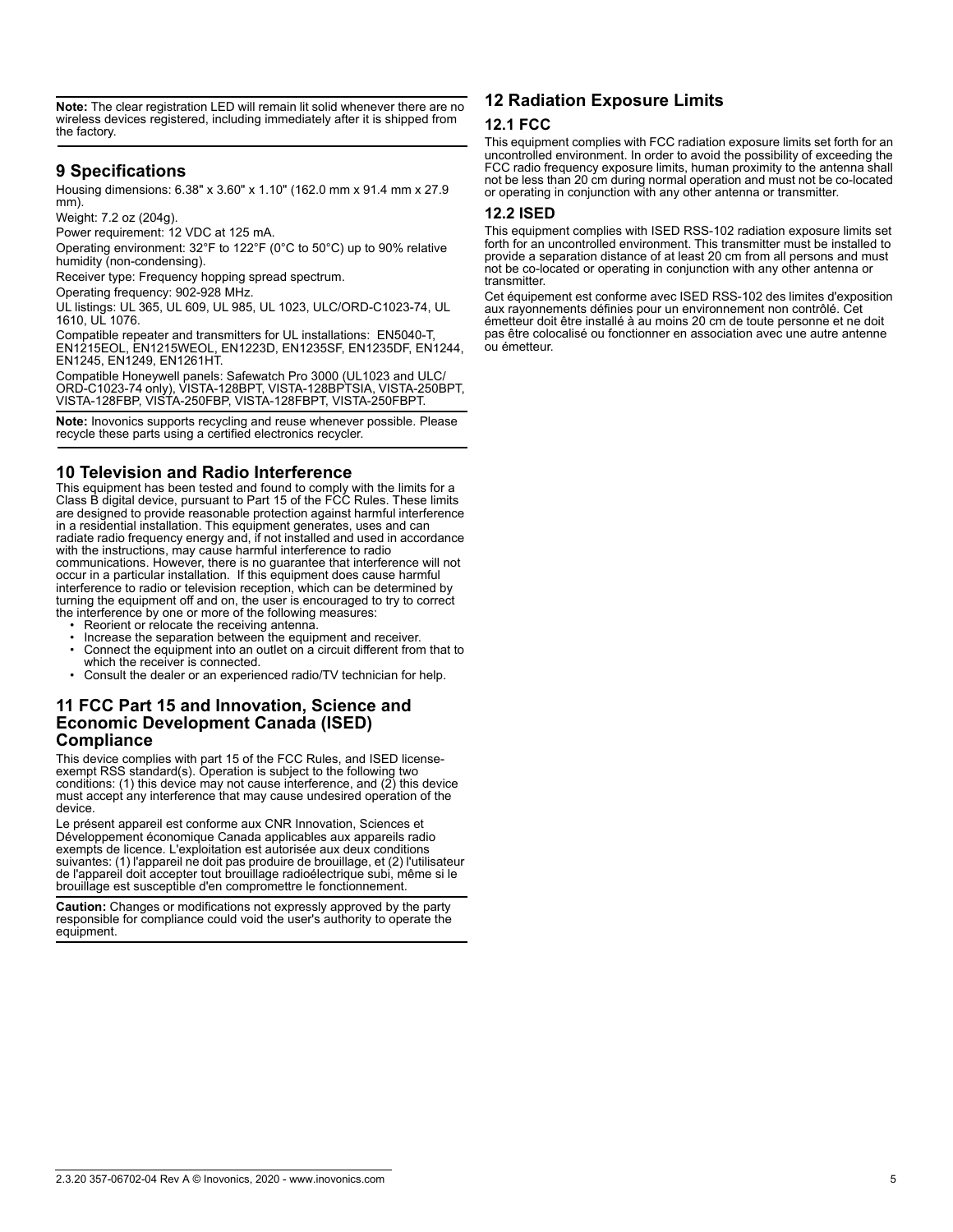**Note:** The clear registration LED will remain lit solid whenever there are no wireless devices registered, including immediately after it is shipped from the factory.

## 9 Specifications

Housing dimensions: 6.38" x 3.60" x 1.10" (162.0 mm x 91.4 mm x 27.9 mm).

Weight: 7.2 oz (204g).

Power requirement: 12 VDC at 125 mA.

Operating environment: 32°F to 122°F (0°C to 50°C) up to 90% relative humidity (non-condensing).

Receiver type: Frequency hopping spread spectrum.

Operating frequency: 902-928 MHz.

UL listings: UL 365, UL 609, UL 985, UL 1023, ULC/ORD-C1023-74, UL 1610, UL 1076.

Compatible repeater and transmitters for UL installations: EN5040-T, EN1215EOL, EN1215WEOL, EN1223D, EN1235SF, EN1235DF, EN1244, EN1245, EN1249, EN1261HT.

Compatible Honeywell panels: Safewatch Pro 3000 (UL1023 and ULC/ORD-C1023-74 only), VISTA-128BPT, VISTA-128BPTSIA, VISTA-250BPT, VISTA-128FBP, VISTA-250FBP, VISTA-128FBPT, VISTA-250FBPT.

**Note:** Inovonics supports recycling and reuse whenever possible. Please recycle these parts using a certified electronics recycler.

## 10 Television and Radio Interference

This equipment has been tested and found to comply with the limits for a Class B digital device, pursuant to Part 15 of the FCC Rules. These limits are designed to provide reasonable protection against harmful interference in a residential installation. This equipment generates, uses and can radiate radio frequency energy and, if not installed and used in accordance with the instructions, may cause harmful interference to radio communications. However, there is no guarantee that interference will not occur in a particular installation. If this equipment does cause harmful interference to radio or television reception, which can be determined by turning the equipment off and on, the user is encouraged to try to correct the interference by one or more of the following measures:

- Reorient or relocate the receiving antenna.
- Increase the separation between the equipment and receiver.
- Connect the equipment into an outlet on a circuit different from that to which the receiver is connected.
- Consult the dealer or an experienced radio/TV technician for help.

## 11 FCC Part 15 and Innovation, Science and Economic Development Canada (ISED) Compliance

This device complies with part 15 of the FCC Rules, and ISED license-exempt RSS standard(s). Operation is subject to the following two conditions: (1) this device may not cause interference, and (2) this device must accept any interference that may cause undesired operation of the device.

Le présent appareil est conforme aux CNR Innovation, Sciences et Développement économique Canada applicables aux appareils radio exempts de licence. L'exploitation est autorisée aux deux conditions suivantes: (1) l'appareil ne doit pas produire de brouillage, et (2) l'utilisateur de l'appareil doit accepter tout brouillage radioélectrique subi, même si le brouillage est susceptible d'en compromettre le fonctionnement.

**Caution:** Changes or modifications not expressly approved by the party responsible for compliance could void the user's authority to operate the equipment.

## 12 Radiation Exposure Limits

### 12.1 FCC

This equipment complies with FCC radiation exposure limits set forth for an uncontrolled environment. In order to avoid the possibility of exceeding the FCC radio frequency exposure limits, human proximity to the antenna shall not be less than 20 cm during normal operation and must not be co-located or operating in conjunction with any other antenna or transmitter.

### 12.2 ISED

This equipment complies with ISED RSS-102 radiation exposure limits set forth for an uncontrolled environment. This transmitter must be installed to provide a separation distance of at least 20 cm from all persons and must not be co-located or operating in conjunction with any other antenna or transmitter.

Cet équipement est conforme avec ISED RSS-102 des limites d'exposition aux rayonnements définies pour un environnement non contrôlé. Cet émetteur doit être installé à au moins 20 cm de toute personne et ne doit pas être colocalisé ou fonctionner en association avec une autre antenne ou émetteur.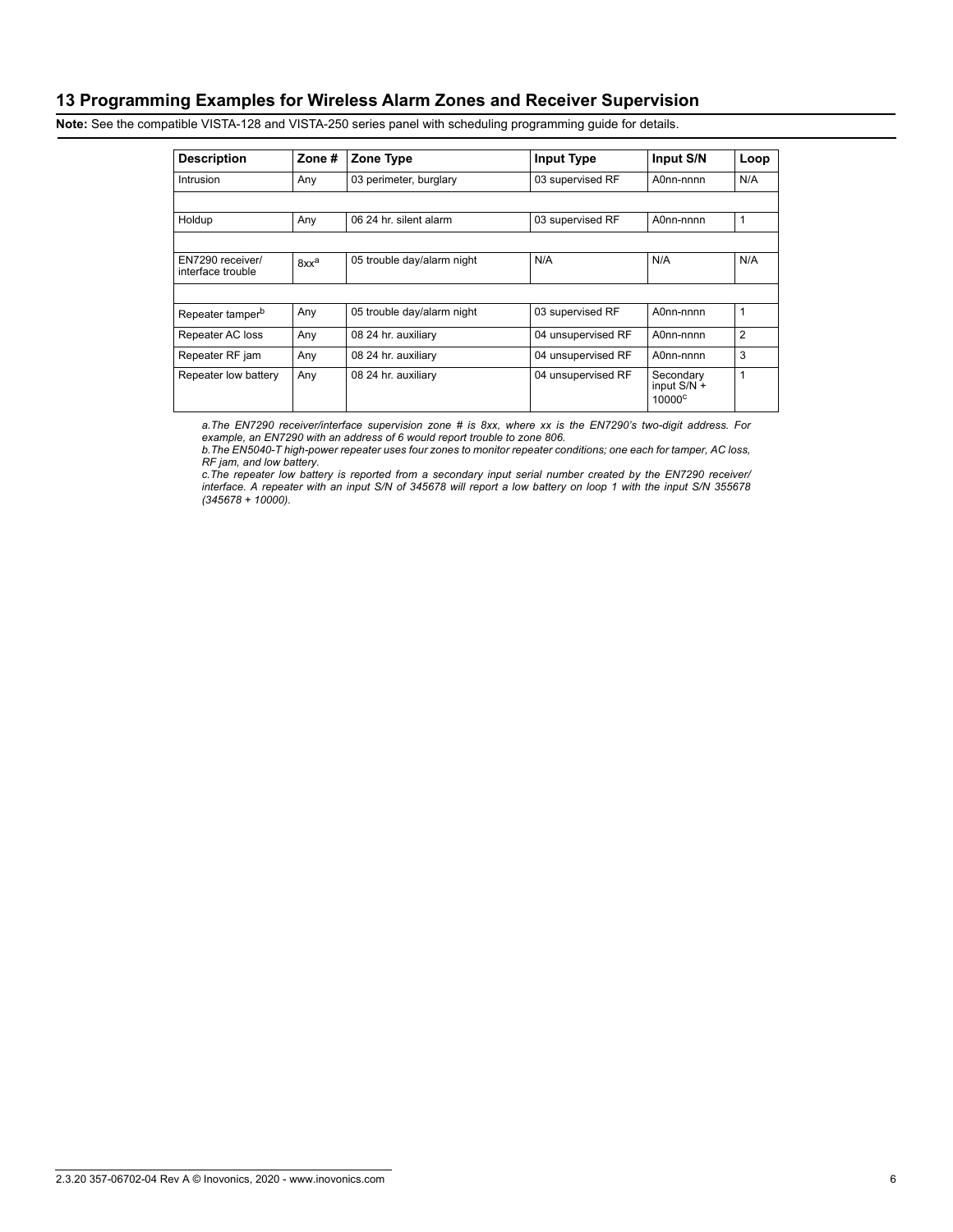## 13 Programming Examples for Wireless Alarm Zones and Receiver Supervision

**Note:** See the compatible VISTA-128 and VISTA-250 series panel with scheduling programming guide for details.

| Description | Zone # | Zone Type | Input Type | Input S/N | Loop |
|---|---|---|---|---|---|
| Intrusion | Any | 03 perimeter, burglary | 03 supervised RF | A0nn-nnnn | N/A |
| | | | | | |
| Holdup | Any | 06 24 hr. silent alarm | 03 supervised RF | A0nn-nnnn | 1 |
| | | | | | |
| EN7290 receiver/ interface trouble | 8xx[a] | 05 trouble day/alarm night | N/A | N/A | N/A |
| | | | | | |
| Repeater tamper[b] | Any | 05 trouble day/alarm night | 03 supervised RF | A0nn-nnnn | 1 |
| Repeater AC loss | Any | 08 24 hr. auxiliary | 04 unsupervised RF | A0nn-nnnn | 2 |
| Repeater RF jam | Any | 08 24 hr. auxiliary | 04 unsupervised RF | A0nn-nnnn | 3 |
| Repeater low battery | Any | 08 24 hr. auxiliary | 04 unsupervised RF | Secondary input S/N + 10000[c] | 1 |

*a.The EN7290 receiver/interface supervision zone # is 8xx, where xx is the EN7290's two-digit address. For example, an EN7290 with an address of 6 would report trouble to zone 806.*

*b.The EN5040-T high-power repeater uses four zones to monitor repeater conditions; one each for tamper, AC loss, RF jam, and low battery.*

*c.The repeater low battery is reported from a secondary input serial number created by the EN7290 receiver/ interface. A repeater with an input S/N of 345678 will report a low battery on loop 1 with the input S/N 355678 (345678 + 10000).*

2.3.20 357-06702-04 Rev A © Inovonics, 2020 - www.inovonics.com